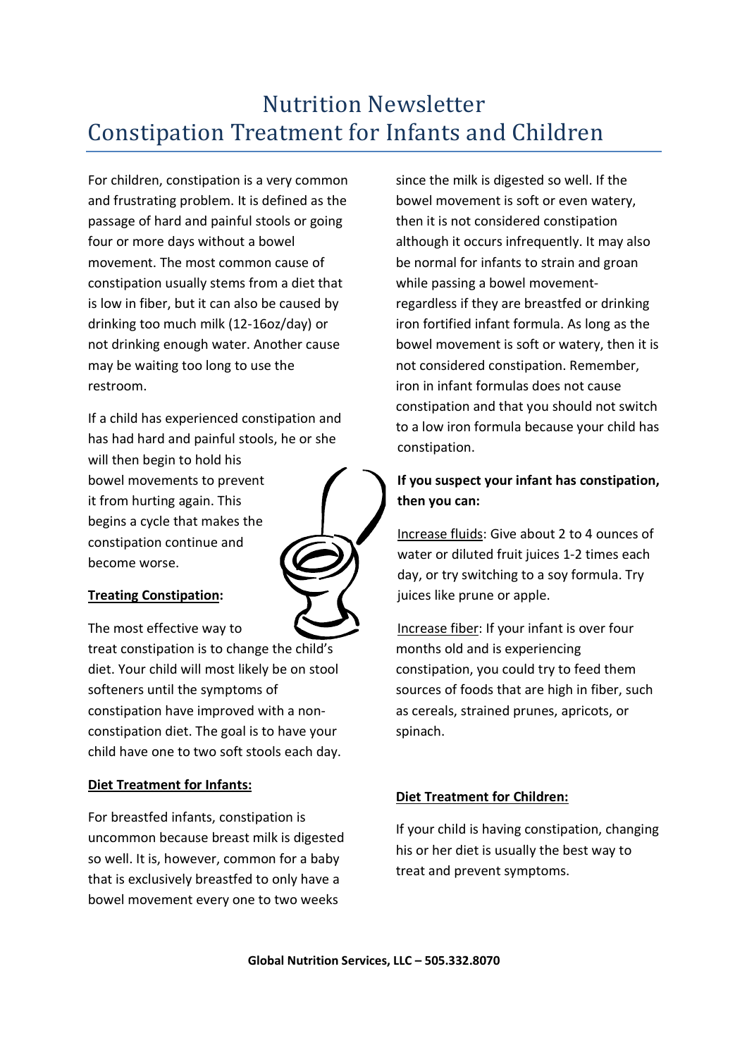# Nutrition Newsletter
# Constipation Treatment for Infants and Children

For children, constipation is a very common and frustrating problem. It is defined as the passage of hard and painful stools or going four or more days without a bowel movement. The most common cause of constipation usually stems from a diet that is low in fiber, but it can also be caused by drinking too much milk (12-16oz/day) or not drinking enough water. Another cause may be waiting too long to use the restroom.

If a child has experienced constipation and has had hard and painful stools, he or she will then begin to hold his bowel movements to prevent it from hurting again. This begins a cycle that makes the constipation continue and become worse.

**Treating Constipation:**

The most effective way to treat constipation is to change the child's diet. Your child will most likely be on stool softeners until the symptoms of constipation have improved with a non-constipation diet. The goal is to have your child have one to two soft stools each day.

**Diet Treatment for Infants:**

For breastfed infants, constipation is uncommon because breast milk is digested so well. It is, however, common for a baby that is exclusively breastfed to only have a bowel movement every one to two weeks since the milk is digested so well. If the bowel movement is soft or even watery, then it is not considered constipation although it occurs infrequently. It may also be normal for infants to strain and groan while passing a bowel movement- regardless if they are breastfed or drinking iron fortified infant formula. As long as the bowel movement is soft or watery, then it is not considered constipation. Remember, iron in infant formulas does not cause constipation and that you should not switch to a low iron formula because your child has constipation.

**If you suspect your infant has constipation, then you can:**

Increase fluids: Give about 2 to 4 ounces of water or diluted fruit juices 1-2 times each day, or try switching to a soy formula. Try juices like prune or apple.

Increase fiber: If your infant is over four months old and is experiencing constipation, you could try to feed them sources of foods that are high in fiber, such as cereals, strained prunes, apricots, or spinach.

**Diet Treatment for Children:**

If your child is having constipation, changing his or her diet is usually the best way to treat and prevent symptoms.

**Global Nutrition Services, LLC – 505.332.8070**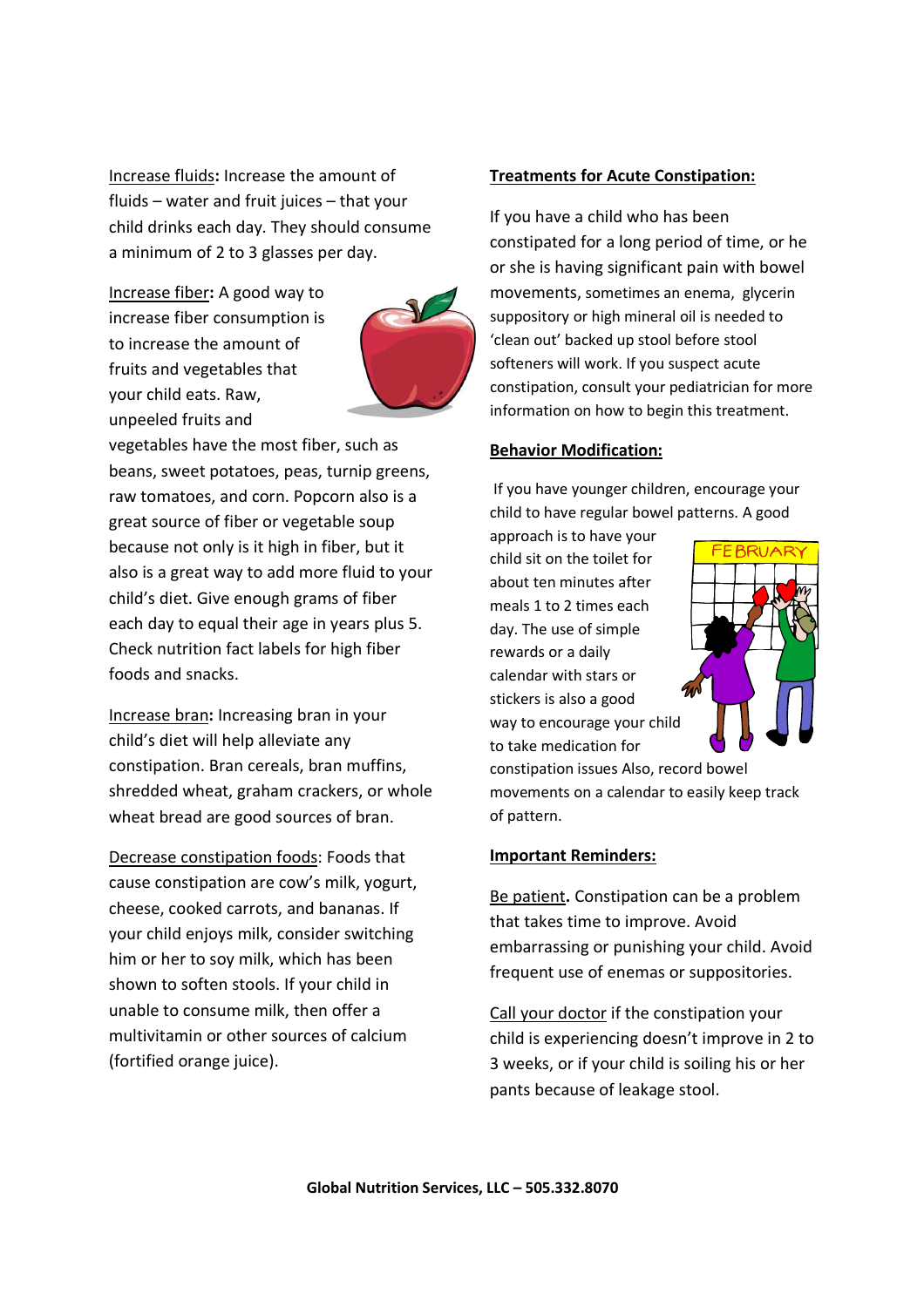Increase fluids: Increase the amount of fluids – water and fruit juices – that your child drinks each day. They should consume a minimum of 2 to 3 glasses per day.

Increase fiber: A good way to increase fiber consumption is to increase the amount of fruits and vegetables that your child eats. Raw, unpeeled fruits and vegetables have the most fiber, such as beans, sweet potatoes, peas, turnip greens, raw tomatoes, and corn. Popcorn also is a great source of fiber or vegetable soup because not only is it high in fiber, but it also is a great way to add more fluid to your child's diet. Give enough grams of fiber each day to equal their age in years plus 5. Check nutrition fact labels for high fiber foods and snacks.

Increase bran: Increasing bran in your child's diet will help alleviate any constipation. Bran cereals, bran muffins, shredded wheat, graham crackers, or whole wheat bread are good sources of bran.

Decrease constipation foods: Foods that cause constipation are cow's milk, yogurt, cheese, cooked carrots, and bananas. If your child enjoys milk, consider switching him or her to soy milk, which has been shown to soften stools. If your child in unable to consume milk, then offer a multivitamin or other sources of calcium (fortified orange juice).

**Treatments for Acute Constipation:**

If you have a child who has been constipated for a long period of time, or he or she is having significant pain with bowel movements, sometimes an enema, glycerin suppository or high mineral oil is needed to 'clean out' backed up stool before stool softeners will work. If you suspect acute constipation, consult your pediatrician for more information on how to begin this treatment.

**Behavior Modification:**

If you have younger children, encourage your child to have regular bowel patterns. A good approach is to have your child sit on the toilet for about ten minutes after meals 1 to 2 times each day. The use of simple rewards or a daily calendar with stars or stickers is also a good way to encourage your child to take medication for constipation issues Also, record bowel movements on a calendar to easily keep track of pattern.

**Important Reminders:**

Be patient. Constipation can be a problem that takes time to improve. Avoid embarrassing or punishing your child. Avoid frequent use of enemas or suppositories.

Call your doctor if the constipation your child is experiencing doesn't improve in 2 to 3 weeks, or if your child is soiling his or her pants because of leakage stool.

**Global Nutrition Services, LLC – 505.332.8070**